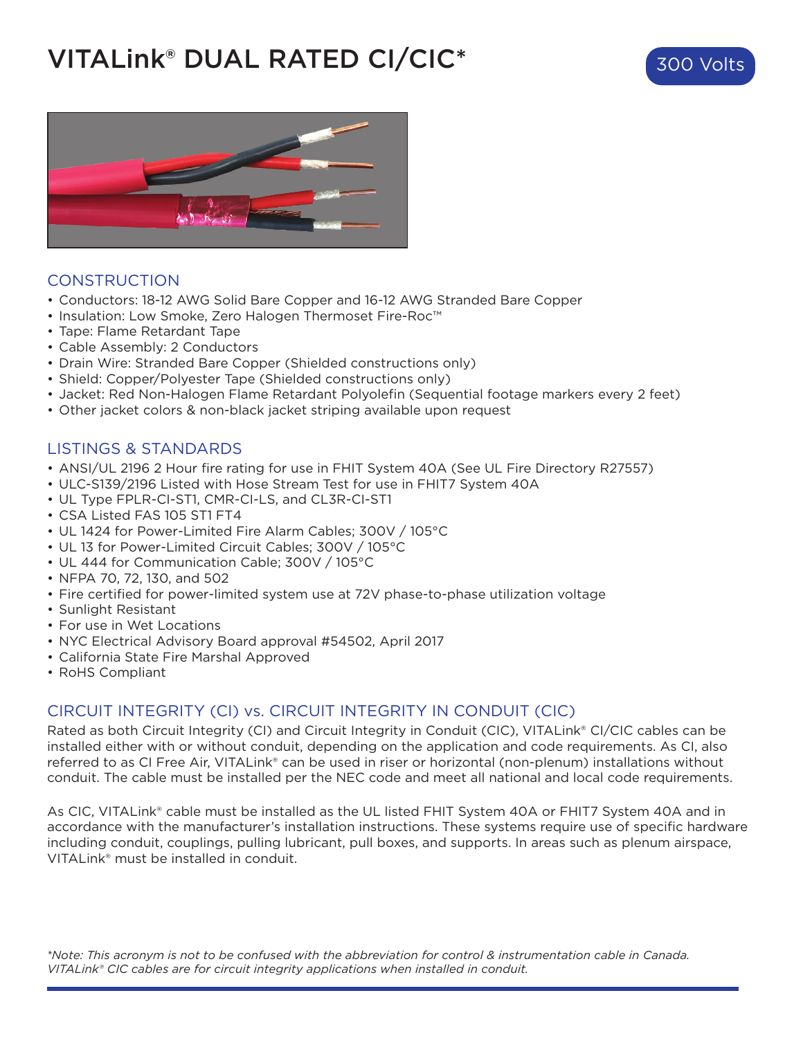# VITALink® DUAL RATED CI/CIC*

300 Volts

## CONSTRUCTION

- Conductors: 18-12 AWG Solid Bare Copper and 16-12 AWG Stranded Bare Copper
- Insulation: Low Smoke, Zero Halogen Thermoset Fire-Roc™
- Tape: Flame Retardant Tape
- Cable Assembly: 2 Conductors
- Drain Wire: Stranded Bare Copper (Shielded constructions only)
- Shield: Copper/Polyester Tape (Shielded constructions only)
- Jacket: Red Non-Halogen Flame Retardant Polyolefin (Sequential footage markers every 2 feet)
- Other jacket colors & non-black jacket striping available upon request

## LISTINGS & STANDARDS

- ANSI/UL 2196 2 Hour fire rating for use in FHIT System 40A (See UL Fire Directory R27557)
- ULC-S139/2196 Listed with Hose Stream Test for use in FHIT7 System 40A
- UL Type FPLR-CI-ST1, CMR-CI-LS, and CL3R-CI-ST1
- CSA Listed FAS 105 ST1 FT4
- UL 1424 for Power-Limited Fire Alarm Cables; 300V / 105°C
- UL 13 for Power-Limited Circuit Cables; 300V / 105°C
- UL 444 for Communication Cable; 300V / 105°C
- NFPA 70, 72, 130, and 502
- Fire certified for power-limited system use at 72V phase-to-phase utilization voltage
- Sunlight Resistant
- For use in Wet Locations
- NYC Electrical Advisory Board approval #54502, April 2017
- California State Fire Marshal Approved
- RoHS Compliant

## CIRCUIT INTEGRITY (CI) vs. CIRCUIT INTEGRITY IN CONDUIT (CIC)

Rated as both Circuit Integrity (CI) and Circuit Integrity in Conduit (CIC), VITALink® CI/CIC cables can be installed either with or without conduit, depending on the application and code requirements. As CI, also referred to as CI Free Air, VITALink® can be used in riser or horizontal (non-plenum) installations without conduit. The cable must be installed per the NEC code and meet all national and local code requirements.

As CIC, VITALink® cable must be installed as the UL listed FHIT System 40A or FHIT7 System 40A and in accordance with the manufacturer's installation instructions. These systems require use of specific hardware including conduit, couplings, pulling lubricant, pull boxes, and supports. In areas such as plenum airspace, VITALink® must be installed in conduit.

*\*Note: This acronym is not to be confused with the abbreviation for control & instrumentation cable in Canada. VITALink® CIC cables are for circuit integrity applications when installed in conduit.*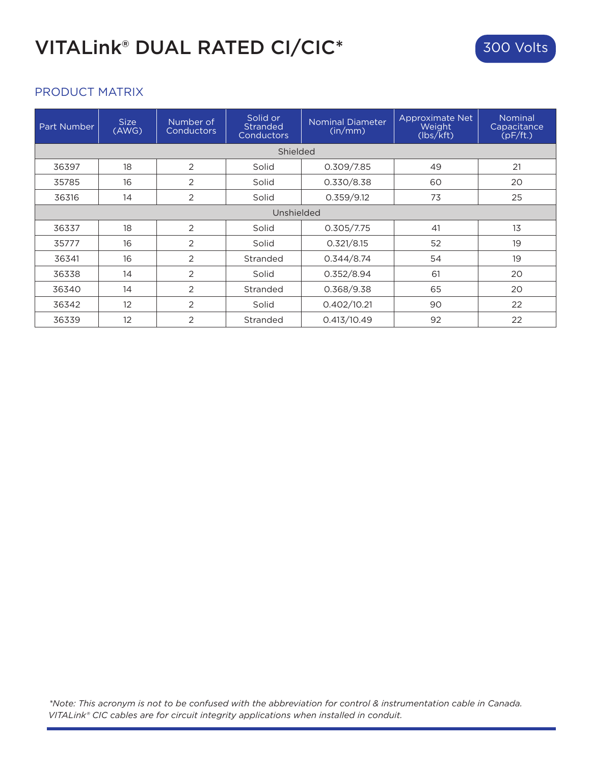# VITALink® DUAL RATED CI/CIC*

300 Volts

## PRODUCT MATRIX

| Part Number | Size (AWG) | Number of Conductors | Solid or Stranded Conductors | Nominal Diameter (in/mm) | Approximate Net Weight (lbs/kft) | Nominal Capacitance (pF/ft.) |
|---|---|---|---|---|---|---|
| Shielded | | | | | | |
| 36397 | 18 | 2 | Solid | 0.309/7.85 | 49 | 21 |
| 35785 | 16 | 2 | Solid | 0.330/8.38 | 60 | 20 |
| 36316 | 14 | 2 | Solid | 0.359/9.12 | 73 | 25 |
| Unshielded | | | | | | |
| 36337 | 18 | 2 | Solid | 0.305/7.75 | 41 | 13 |
| 35777 | 16 | 2 | Solid | 0.321/8.15 | 52 | 19 |
| 36341 | 16 | 2 | Stranded | 0.344/8.74 | 54 | 19 |
| 36338 | 14 | 2 | Solid | 0.352/8.94 | 61 | 20 |
| 36340 | 14 | 2 | Stranded | 0.368/9.38 | 65 | 20 |
| 36342 | 12 | 2 | Solid | 0.402/10.21 | 90 | 22 |
| 36339 | 12 | 2 | Stranded | 0.413/10.49 | 92 | 22 |

*\*Note: This acronym is not to be confused with the abbreviation for control & instrumentation cable in Canada. VITALink® CIC cables are for circuit integrity applications when installed in conduit.*